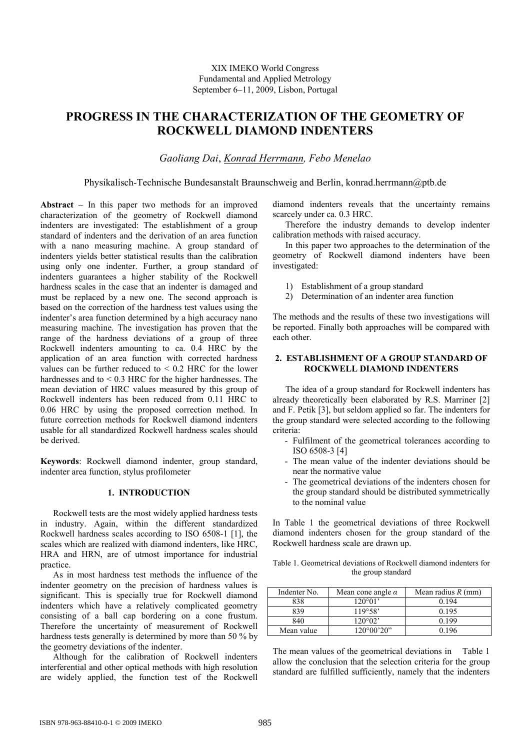XIX IMEKO World Congress
Fundamental and Applied Metrology
September 6−11, 2009, Lisbon, Portugal

# PROGRESS IN THE CHARACTERIZATION OF THE GEOMETRY OF ROCKWELL DIAMOND INDENTERS

*Gaoliang Dai*, *Konrad Herrmann*, *Febo Menelao*

Physikalisch-Technische Bundesanstalt Braunschweig and Berlin, konrad.herrmann@ptb.de

**Abstract** − In this paper two methods for an improved characterization of the geometry of Rockwell diamond indenters are investigated: The establishment of a group standard of indenters and the derivation of an area function with a nano measuring machine. A group standard of indenters yields better statistical results than the calibration using only one indenter. Further, a group standard of indenters guarantees a higher stability of the Rockwell hardness scales in the case that an indenter is damaged and must be replaced by a new one. The second approach is based on the correction of the hardness test values using the indenter's area function determined by a high accuracy nano measuring machine. The investigation has proven that the range of the hardness deviations of a group of three Rockwell indenters amounting to ca. 0.4 HRC by the application of an area function with corrected hardness values can be further reduced to < 0.2 HRC for the lower hardnesses and to < 0.3 HRC for the higher hardnesses. The mean deviation of HRC values measured by this group of Rockwell indenters has been reduced from 0.11 HRC to 0.06 HRC by using the proposed correction method. In future correction methods for Rockwell diamond indenters usable for all standardized Rockwell hardness scales should be derived.

**Keywords**: Rockwell diamond indenter, group standard, indenter area function, stylus profilometer

## 1. INTRODUCTION

Rockwell tests are the most widely applied hardness tests in industry. Again, within the different standardized Rockwell hardness scales according to ISO 6508-1 [1], the scales which are realized with diamond indenters, like HRC, HRA and HRN, are of utmost importance for industrial practice.

As in most hardness test methods the influence of the indenter geometry on the precision of hardness values is significant. This is specially true for Rockwell diamond indenters which have a relatively complicated geometry consisting of a ball cap bordering on a cone frustum. Therefore the uncertainty of measurement of Rockwell hardness tests generally is determined by more than 50 % by the geometry deviations of the indenter.

Although for the calibration of Rockwell indenters interferential and other optical methods with high resolution are widely applied, the function test of the Rockwell diamond indenters reveals that the uncertainty remains scarcely under ca. 0.3 HRC.

Therefore the industry demands to develop indenter calibration methods with raised accuracy.

In this paper two approaches to the determination of the geometry of Rockwell diamond indenters have been investigated:

1) Establishment of a group standard
2) Determination of an indenter area function

The methods and the results of these two investigations will be reported. Finally both approaches will be compared with each other.

## 2. ESTABLISHMENT OF A GROUP STANDARD OF ROCKWELL DIAMOND INDENTERS

The idea of a group standard for Rockwell indenters has already theoretically been elaborated by R.S. Marriner [2] and F. Petik [3], but seldom applied so far. The indenters for the group standard were selected according to the following criteria:

- Fulfilment of the geometrical tolerances according to ISO 6508-3 [4]
- The mean value of the indenter deviations should be near the normative value
- The geometrical deviations of the indenters chosen for the group standard should be distributed symmetrically to the nominal value

In Table 1 the geometrical deviations of three Rockwell diamond indenters chosen for the group standard of the Rockwell hardness scale are drawn up.

Table 1. Geometrical deviations of Rockwell diamond indenters for the group standard

| Indenter No. | Mean cone angle $\alpha$ | Mean radius $R$ (mm) |
|---|---|---|
| 838 | 120°01’ | 0.194 |
| 839 | 119°58’ | 0.195 |
| 840 | 120°02’ | 0.199 |
| Mean value | 120°00’20” | 0.196 |

The mean values of the geometrical deviations in Table 1 allow the conclusion that the selection criteria for the group standard are fulfilled sufficiently, namely that the indenters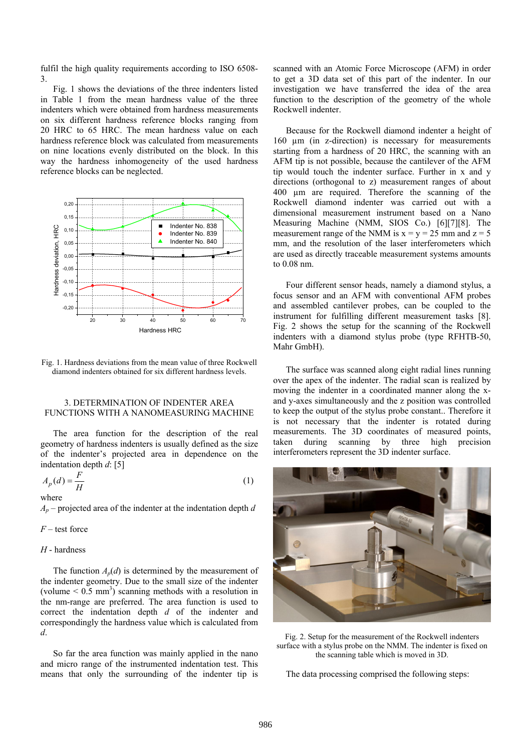fulfil the high quality requirements according to ISO 6508-3.

Fig. 1 shows the deviations of the three indenters listed in Table 1 from the mean hardness value of the three indenters which were obtained from hardness measurements on six different hardness reference blocks ranging from 20 HRC to 65 HRC. The mean hardness value on each hardness reference block was calculated from measurements on nine locations evenly distributed on the block. In this way the hardness inhomogeneity of the used hardness reference blocks can be neglected.

Fig. 1. Hardness deviations from the mean value of three Rockwell diamond indenters obtained for six different hardness levels.

## 3. DETERMINATION OF INDENTER AREA FUNCTIONS WITH A NANOMEASURING MACHINE

The area function for the description of the real geometry of hardness indenters is usually defined as the size of the indenter's projected area in dependence on the indentation depth *d*: [5]

$$A_p(d) = \frac{F}{H} \tag{1}$$

where

$A_p$ – projected area of the indenter at the indentation depth $d$

$F$ – test force

$H$ - hardness

The function $A_p(d)$ is determined by the measurement of the indenter geometry. Due to the small size of the indenter (volume < 0.5 mm$^3$) scanning methods with a resolution in the nm-range are preferred. The area function is used to correct the indentation depth $d$ of the indenter and correspondingly the hardness value which is calculated from $d$.

So far the area function was mainly applied in the nano and micro range of the instrumented indentation test. This means that only the surrounding of the indenter tip is scanned with an Atomic Force Microscope (AFM) in order to get a 3D data set of this part of the indenter. In our investigation we have transferred the idea of the area function to the description of the geometry of the whole Rockwell indenter.

Because for the Rockwell diamond indenter a height of 160 µm (in z-direction) is necessary for measurements starting from a hardness of 20 HRC, the scanning with an AFM tip is not possible, because the cantilever of the AFM tip would touch the indenter surface. Further in x and y directions (orthogonal to z) measurement ranges of about 400 µm are required. Therefore the scanning of the Rockwell diamond indenter was carried out with a dimensional measurement instrument based on a Nano Measuring Machine (NMM, SIOS Co.) [6][7][8]. The measurement range of the NMM is x = y = 25 mm and z = 5 mm, and the resolution of the laser interferometers which are used as directly traceable measurement systems amounts to 0.08 nm.

Four different sensor heads, namely a diamond stylus, a focus sensor and an AFM with conventional AFM probes and assembled cantilever probes, can be coupled to the instrument for fulfilling different measurement tasks [8]. Fig. 2 shows the setup for the scanning of the Rockwell indenters with a diamond stylus probe (type RFHTB-50, Mahr GmbH).

The surface was scanned along eight radial lines running over the apex of the indenter. The radial scan is realized by moving the indenter in a coordinated manner along the x- and y-axes simultaneously and the z position was controlled to keep the output of the stylus probe constant.. Therefore it is not necessary that the indenter is rotated during measurements. The 3D coordinates of measured points, taken during scanning by three high precision interferometers represent the 3D indenter surface.

Fig. 2. Setup for the measurement of the Rockwell indenters surface with a stylus probe on the NMM. The indenter is fixed on the scanning table which is moved in 3D.

The data processing comprised the following steps: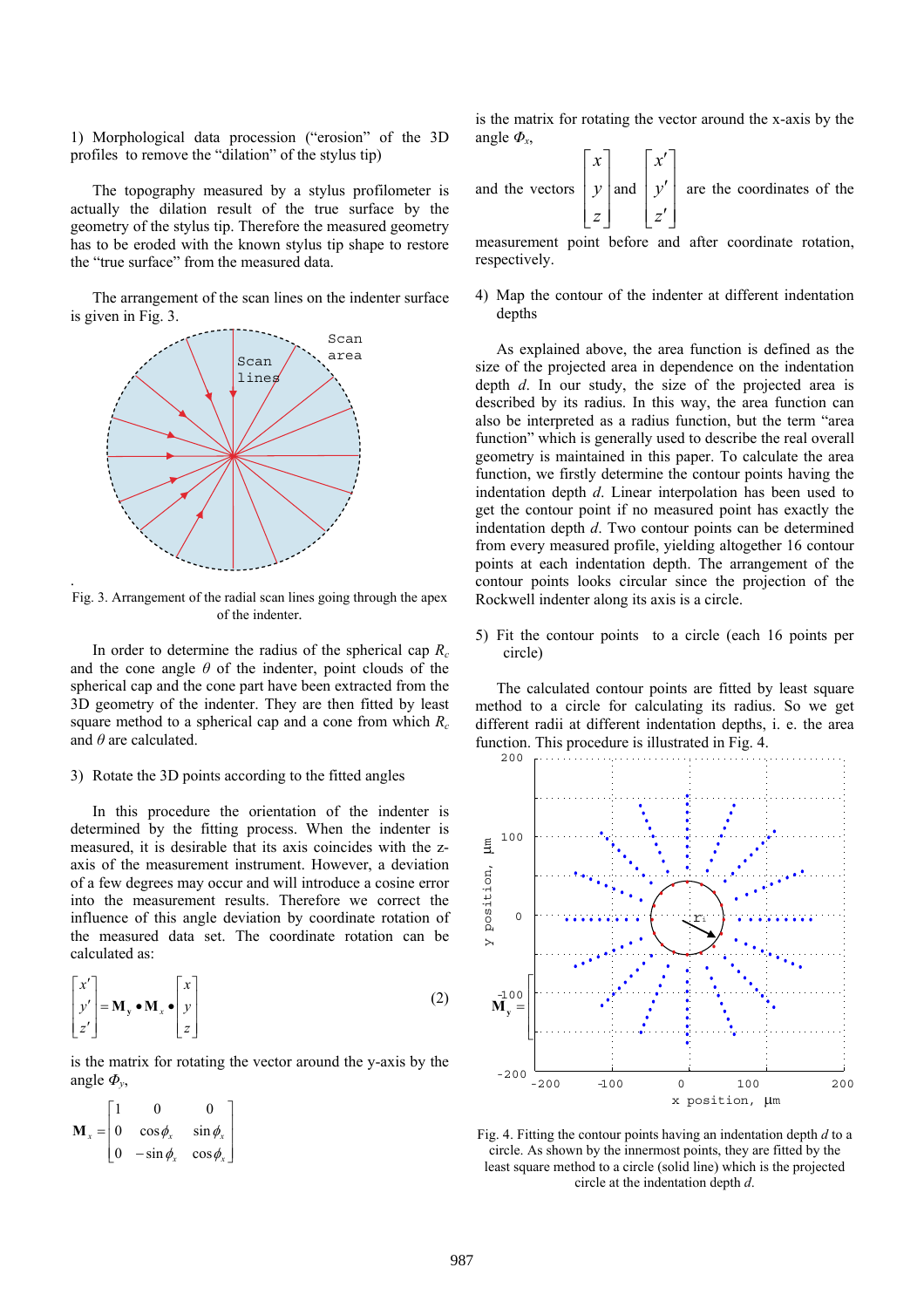1) Morphological data procession ("erosion" of the 3D profiles to remove the "dilation" of the stylus tip)

The topography measured by a stylus profilometer is actually the dilation result of the true surface by the geometry of the stylus tip. Therefore the measured geometry has to be eroded with the known stylus tip shape to restore the "true surface" from the measured data.

The arrangement of the scan lines on the indenter surface is given in Fig. 3.

Fig. 3. Arrangement of the radial scan lines going through the apex of the indenter.

In order to determine the radius of the spherical cap $R_c$ and the cone angle $\theta$ of the indenter, point clouds of the spherical cap and the cone part have been extracted from the 3D geometry of the indenter. They are then fitted by least square method to a spherical cap and a cone from which $R_c$ and $\theta$ are calculated.

3) Rotate the 3D points according to the fitted angles

In this procedure the orientation of the indenter is determined by the fitting process. When the indenter is measured, it is desirable that its axis coincides with the z-axis of the measurement instrument. However, a deviation of a few degrees may occur and will introduce a cosine error into the measurement results. Therefore we correct the influence of this angle deviation by coordinate rotation of the measured data set. The coordinate rotation can be calculated as:

$$\begin{bmatrix} x' \\ y' \\ z' \end{bmatrix} = \mathbf{M}_y \bullet \mathbf{M}_x \bullet \begin{bmatrix} x \\ y \\ z \end{bmatrix} \qquad (2)$$

$$\mathbf{M}_y = $$

is the matrix for rotating the vector around the y-axis by the angle $\Phi_y$,

$$\mathbf{M}_x = \begin{bmatrix} 1 & 0 & 0 \\ 0 & \cos\phi_x & \sin\phi_x \\ 0 & -\sin\phi_x & \cos\phi_x \end{bmatrix}$$

is the matrix for rotating the vector around the x-axis by the angle $\Phi_x$,

and the vectors $\begin{bmatrix} x \\ y \\ z \end{bmatrix}$ and $\begin{bmatrix} x' \\ y' \\ z' \end{bmatrix}$ are the coordinates of the measurement point before and after coordinate rotation, respectively.

4) Map the contour of the indenter at different indentation depths

As explained above, the area function is defined as the size of the projected area in dependence on the indentation depth $d$. In our study, the size of the projected area is described by its radius. In this way, the area function can also be interpreted as a radius function, but the term "area function" which is generally used to describe the real overall geometry is maintained in this paper. To calculate the area function, we firstly determine the contour points having the indentation depth $d$. Linear interpolation has been used to get the contour point if no measured point has exactly the indentation depth $d$. Two contour points can be determined from every measured profile, yielding altogether 16 contour points at each indentation depth. The arrangement of the contour points looks circular since the projection of the Rockwell indenter along its axis is a circle.

5) Fit the contour points to a circle (each 16 points per circle)

The calculated contour points are fitted by least square method to a circle for calculating its radius. So we get different radii at different indentation depths, i. e. the area function. This procedure is illustrated in Fig. 4.

Fig. 4. Fitting the contour points having an indentation depth $d$ to a circle. As shown by the innermost points, they are fitted by the least square method to a circle (solid line) which is the projected circle at the indentation depth $d$.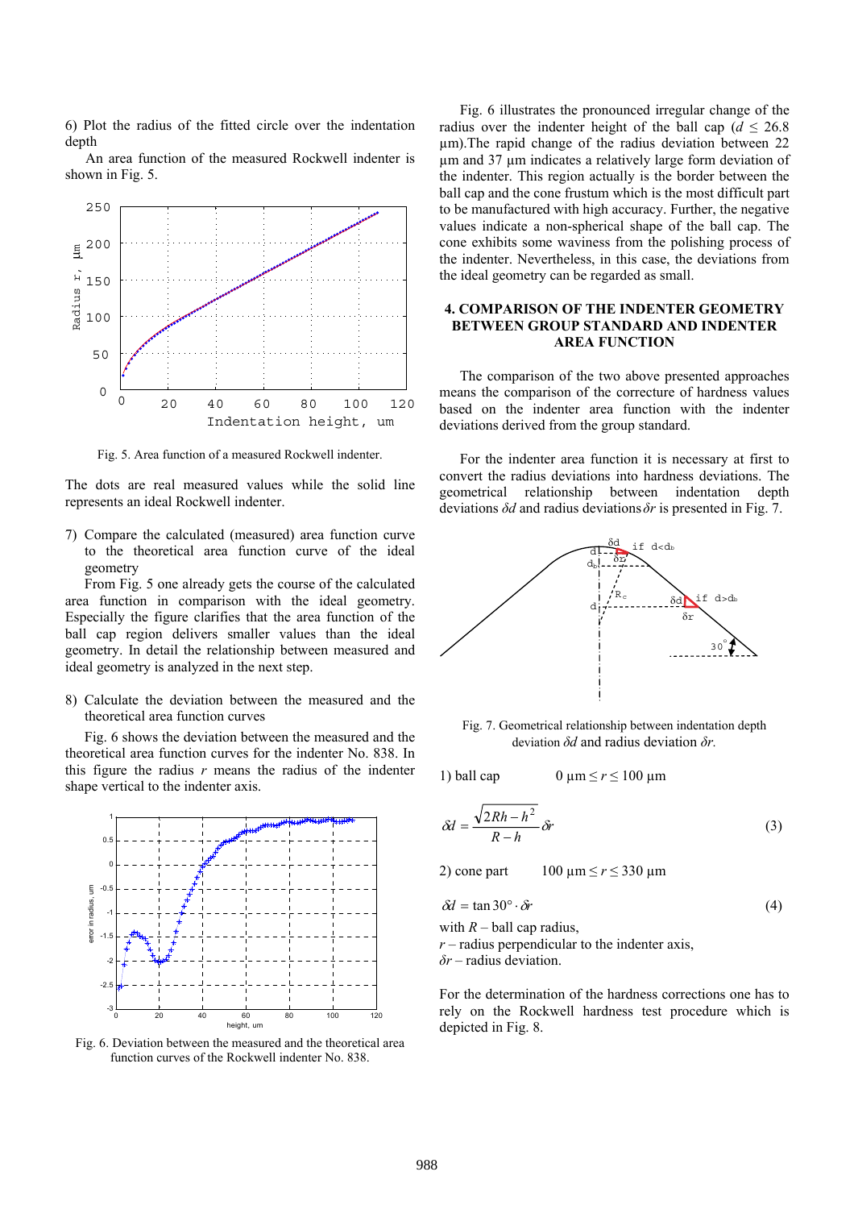6) Plot the radius of the fitted circle over the indentation depth

An area function of the measured Rockwell indenter is shown in Fig. 5.

Fig. 5. Area function of a measured Rockwell indenter.

The dots are real measured values while the solid line represents an ideal Rockwell indenter.

7) Compare the calculated (measured) area function curve to the theoretical area function curve of the ideal geometry

From Fig. 5 one already gets the course of the calculated area function in comparison with the ideal geometry. Especially the figure clarifies that the area function of the ball cap region delivers smaller values than the ideal geometry. In detail the relationship between measured and ideal geometry is analyzed in the next step.

8) Calculate the deviation between the measured and the theoretical area function curves

Fig. 6 shows the deviation between the measured and the theoretical area function curves for the indenter No. 838. In this figure the radius $r$ means the radius of the indenter shape vertical to the indenter axis.

Fig. 6. Deviation between the measured and the theoretical area function curves of the Rockwell indenter No. 838.

Fig. 6 illustrates the pronounced irregular change of the radius over the indenter height of the ball cap ($d \leq 26.8$ µm).The rapid change of the radius deviation between 22 µm and 37 µm indicates a relatively large form deviation of the indenter. This region actually is the border between the ball cap and the cone frustum which is the most difficult part to be manufactured with high accuracy. Further, the negative values indicate a non-spherical shape of the ball cap. The cone exhibits some waviness from the polishing process of the indenter. Nevertheless, in this case, the deviations from the ideal geometry can be regarded as small.

## 4. COMPARISON OF THE INDENTER GEOMETRY BETWEEN GROUP STANDARD AND INDENTER AREA FUNCTION

The comparison of the two above presented approaches means the comparison of the correcture of hardness values based on the indenter area function with the indenter deviations derived from the group standard.

For the indenter area function it is necessary at first to convert the radius deviations into hardness deviations. The geometrical relationship between indentation depth deviations $\delta d$ and radius deviations $\delta r$ is presented in Fig. 7.

Fig. 7. Geometrical relationship between indentation depth deviation $\delta d$ and radius deviation $\delta r$.

1) ball cap $\qquad 0\ \mu\text{m} \leq r \leq 100\ \mu\text{m}$

$$\delta d = \frac{\sqrt{2Rh - h^2}}{R - h}\delta r \tag{3}$$

2) cone part $\qquad 100\ \mu\text{m} \leq r \leq 330\ \mu\text{m}$

$$\delta d = \tan 30° \cdot \delta r \tag{4}$$

with $R$ – ball cap radius,
$r$ – radius perpendicular to the indenter axis,
$\delta r$ – radius deviation.

For the determination of the hardness corrections one has to rely on the Rockwell hardness test procedure which is depicted in Fig. 8.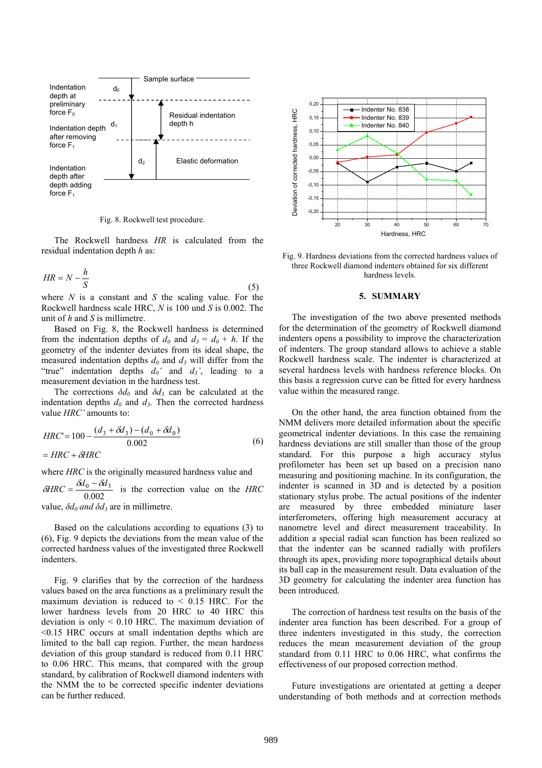Fig. 8. Rockwell test procedure.

The Rockwell hardness *HR* is calculated from the residual indentation depth *h* as:

$$HR = N - \frac{h}{S} \tag{5}$$

where $N$ is a constant and $S$ the scaling value. For the Rockwell hardness scale HRC, $N$ is 100 und $S$ is 0.002. The unit of $h$ and $S$ is millimetre.

Based on Fig. 8, the Rockwell hardness is determined from the indentation depths of $d_0$ and $d_3 = d_0 + h$. If the geometry of the indenter deviates from its ideal shape, the measured indentation depths $d_0$ and $d_3$ will differ from the "true" indentation depths $d_0'$ and $d_3'$, leading to a measurement deviation in the hardness test.

The corrections $\delta d_0$ and $\delta d_3$ can be calculated at the indentation depths $d_0$ and $d_3$. Then the corrected hardness value *HRC'* amounts to:

$$HRC' = 100 - \frac{(d_3 + \delta d_3) - (d_0 + \delta d_0)}{0.002} \tag{6}$$

$$= HRC + \delta HRC$$

where *HRC* is the originally measured hardness value and

$\delta HRC = \frac{\delta d_0 - \delta d_3}{0.002}$ is the correction value on the *HRC* value, $\delta d_0$ and $\delta d_3$ are in millimetre.

Based on the calculations according to equations (3) to (6), Fig. 9 depicts the deviations from the mean value of the corrected hardness values of the investigated three Rockwell indenters.

Fig. 9 clarifies that by the correction of the hardness values based on the area functions as a preliminary result the maximum deviation is reduced to < 0.15 HRC. For the lower hardness levels from 20 HRC to 40 HRC this deviation is only < 0.10 HRC. The maximum deviation of <0.15 HRC occurs at small indentation depths which are limited to the ball cap region. Further, the mean hardness deviation of this group standard is reduced from 0.11 HRC to 0.06 HRC. This means, that compared with the group standard, by calibration of Rockwell diamond indenters with the NMM the to be corrected specific indenter deviations can be further reduced.

Fig. 9. Hardness deviations from the corrected hardness values of three Rockwell diamond indenters obtained for six different hardness levels.

## 5. SUMMARY

The investigation of the two above presented methods for the determination of the geometry of Rockwell diamond indenters opens a possibility to improve the characterization of indenters. The group standard allows to achieve a stable Rockwell hardness scale. The indenter is characterized at several hardness levels with hardness reference blocks. On this basis a regression curve can be fitted for every hardness value within the measured range.

On the other hand, the area function obtained from the NMM delivers more detailed information about the specific geometrical indenter deviations. In this case the remaining hardness deviations are still smaller than those of the group standard. For this purpose a high accuracy stylus profilometer has been set up based on a precision nano measuring and positioning machine. In this configuration, the indenter is scanned in 3D and is detected by a position stationary stylus probe. The actual positions of the indenter are measured by three embedded miniature laser interferometers, offering high measurement accuracy at nanometre level and direct measurement traceability. In addition a special radial scan function has been realized so that the indenter can be scanned radially with profilers through its apex, providing more topographical details about its ball cap in the measurement result. Data evaluation of the 3D geometry for calculating the indenter area function has been introduced.

The correction of hardness test results on the basis of the indenter area function has been described. For a group of three indenters investigated in this study, the correction reduces the mean measurement deviation of the group standard from 0.11 HRC to 0.06 HRC, what confirms the effectiveness of our proposed correction method.

Future investigations are orientated at getting a deeper understanding of both methods and at correction methods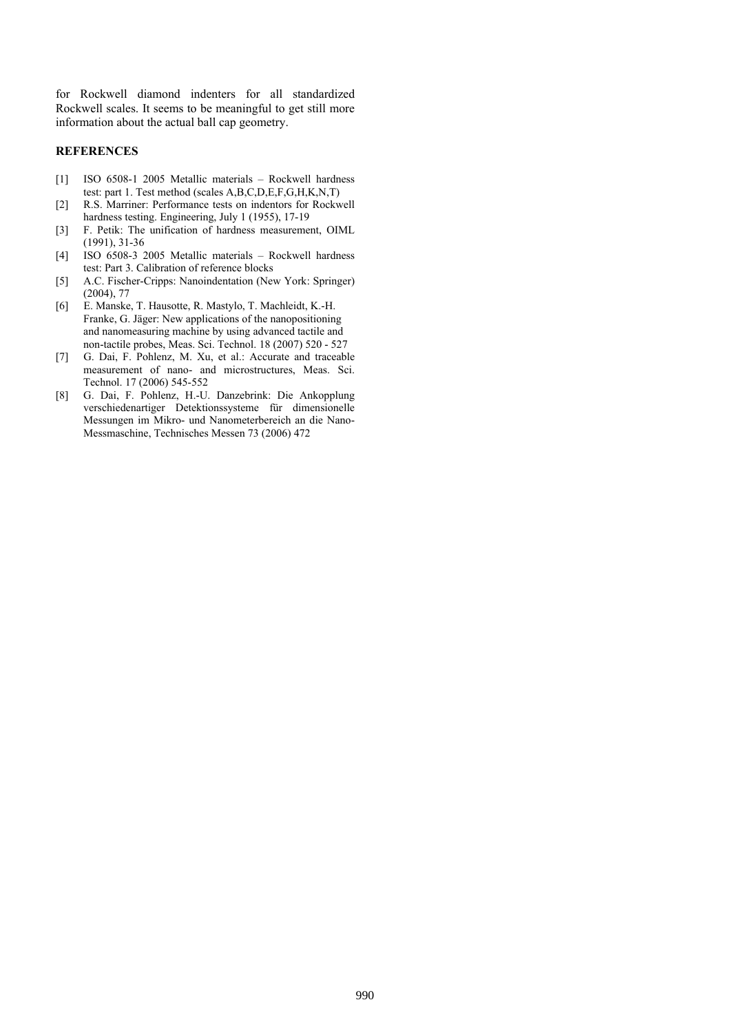for Rockwell diamond indenters for all standardized Rockwell scales. It seems to be meaningful to get still more information about the actual ball cap geometry.

## REFERENCES

[1] ISO 6508-1 2005 Metallic materials – Rockwell hardness test: part 1. Test method (scales A,B,C,D,E,F,G,H,K,N,T)

[2] R.S. Marriner: Performance tests on indentors for Rockwell hardness testing. Engineering, July 1 (1955), 17-19

[3] F. Petik: The unification of hardness measurement, OIML (1991), 31-36

[4] ISO 6508-3 2005 Metallic materials – Rockwell hardness test: Part 3. Calibration of reference blocks

[5] A.C. Fischer-Cripps: Nanoindentation (New York: Springer) (2004), 77

[6] E. Manske, T. Hausotte, R. Mastylo, T. Machleidt, K.-H. Franke, G. Jäger: New applications of the nanopositioning and nanomeasuring machine by using advanced tactile and non-tactile probes, Meas. Sci. Technol. 18 (2007) 520 - 527

[7] G. Dai, F. Pohlenz, M. Xu, et al.: Accurate and traceable measurement of nano- and microstructures, Meas. Sci. Technol. 17 (2006) 545-552

[8] G. Dai, F. Pohlenz, H.-U. Danzebrink: Die Ankopplung verschiedenartiger Detektionssysteme für dimensionelle Messungen im Mikro- und Nanometerbereich an die Nano-Messmaschine, Technisches Messen 73 (2006) 472